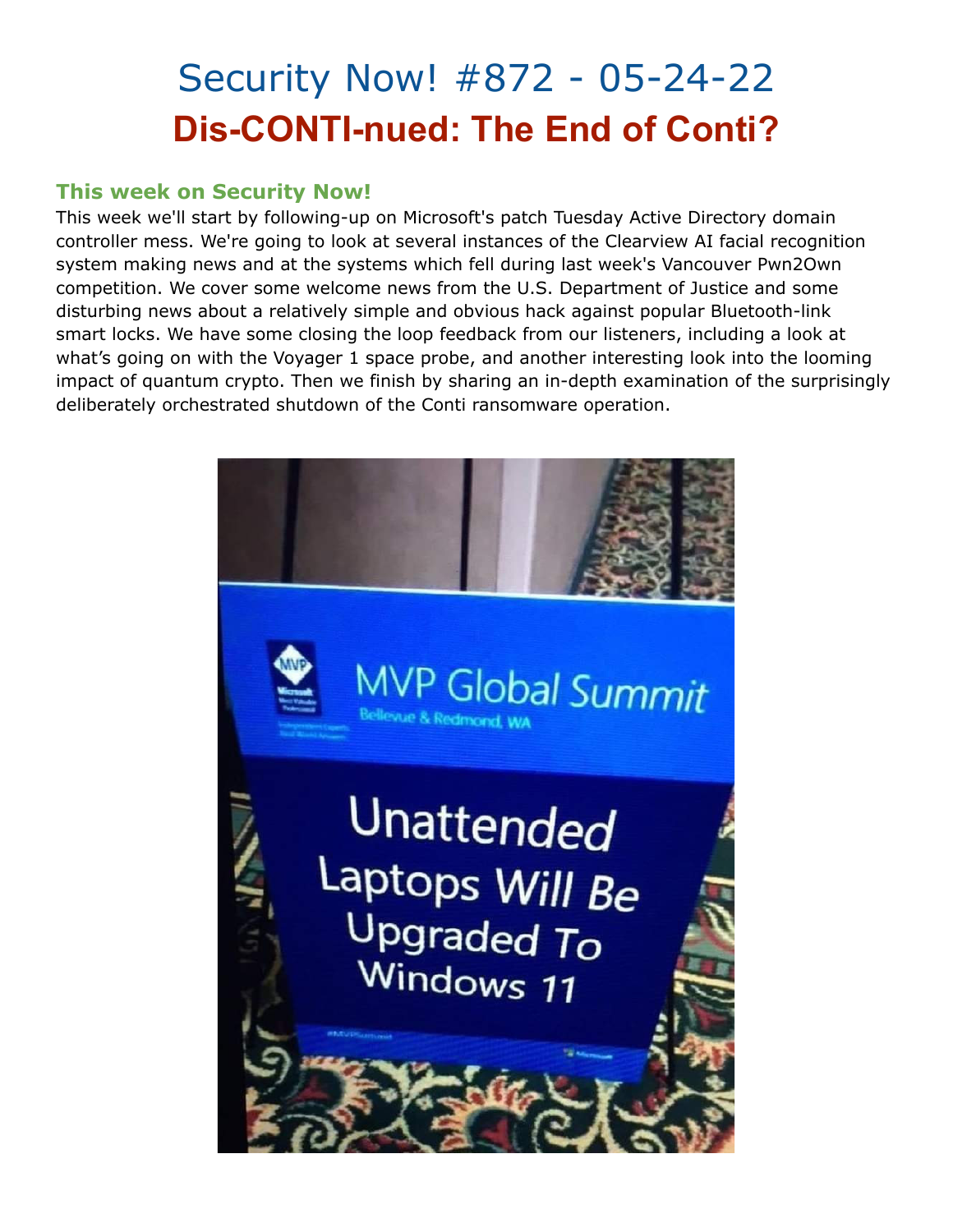# Security Now! #872 - 05-24-22

## Dis-CONTI-nued: The End of Conti?

### This week on Security Now!

This week we'll start by following-up on Microsoft's patch Tuesday Active Directory domain controller mess. We're going to look at several instances of the Clearview AI facial recognition system making news and at the systems which fell during last week's Vancouver Pwn2Own competition. We cover some welcome news from the U.S. Department of Justice and some disturbing news about a relatively simple and obvious hack against popular Bluetooth-link smart locks. We have some closing the loop feedback from our listeners, including a look at what's going on with the Voyager 1 space probe, and another interesting look into the looming impact of quantum crypto. Then we finish by sharing an in-depth examination of the surprisingly deliberately orchestrated shutdown of the Conti ransomware operation.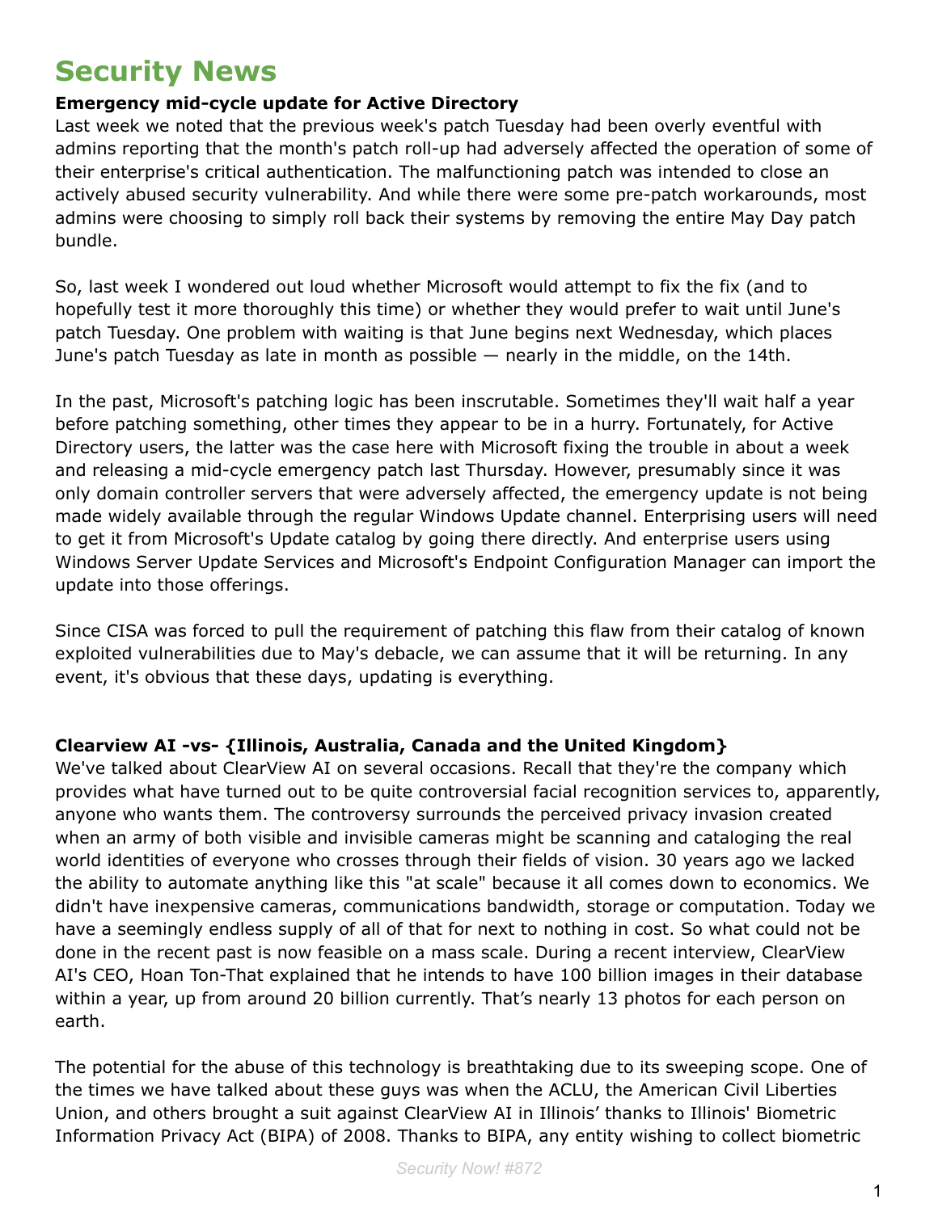# Security News

**Emergency mid-cycle update for Active Directory**

Last week we noted that the previous week's patch Tuesday had been overly eventful with admins reporting that the month's patch roll-up had adversely affected the operation of some of their enterprise's critical authentication. The malfunctioning patch was intended to close an actively abused security vulnerability. And while there were some pre-patch workarounds, most admins were choosing to simply roll back their systems by removing the entire May Day patch bundle.

So, last week I wondered out loud whether Microsoft would attempt to fix the fix (and to hopefully test it more thoroughly this time) or whether they would prefer to wait until June's patch Tuesday. One problem with waiting is that June begins next Wednesday, which places June's patch Tuesday as late in month as possible — nearly in the middle, on the 14th.

In the past, Microsoft's patching logic has been inscrutable. Sometimes they'll wait half a year before patching something, other times they appear to be in a hurry. Fortunately, for Active Directory users, the latter was the case here with Microsoft fixing the trouble in about a week and releasing a mid-cycle emergency patch last Thursday. However, presumably since it was only domain controller servers that were adversely affected, the emergency update is not being made widely available through the regular Windows Update channel. Enterprising users will need to get it from Microsoft's Update catalog by going there directly. And enterprise users using Windows Server Update Services and Microsoft's Endpoint Configuration Manager can import the update into those offerings.

Since CISA was forced to pull the requirement of patching this flaw from their catalog of known exploited vulnerabilities due to May's debacle, we can assume that it will be returning. In any event, it's obvious that these days, updating is everything.

**Clearview AI -vs- {Illinois, Australia, Canada and the United Kingdom}**

We've talked about ClearView AI on several occasions. Recall that they're the company which provides what have turned out to be quite controversial facial recognition services to, apparently, anyone who wants them. The controversy surrounds the perceived privacy invasion created when an army of both visible and invisible cameras might be scanning and cataloging the real world identities of everyone who crosses through their fields of vision. 30 years ago we lacked the ability to automate anything like this "at scale" because it all comes down to economics. We didn't have inexpensive cameras, communications bandwidth, storage or computation. Today we have a seemingly endless supply of all of that for next to nothing in cost. So what could not be done in the recent past is now feasible on a mass scale. During a recent interview, ClearView AI's CEO, Hoan Ton-That explained that he intends to have 100 billion images in their database within a year, up from around 20 billion currently. That's nearly 13 photos for each person on earth.

The potential for the abuse of this technology is breathtaking due to its sweeping scope. One of the times we have talked about these guys was when the ACLU, the American Civil Liberties Union, and others brought a suit against ClearView AI in Illinois' thanks to Illinois' Biometric Information Privacy Act (BIPA) of 2008. Thanks to BIPA, any entity wishing to collect biometric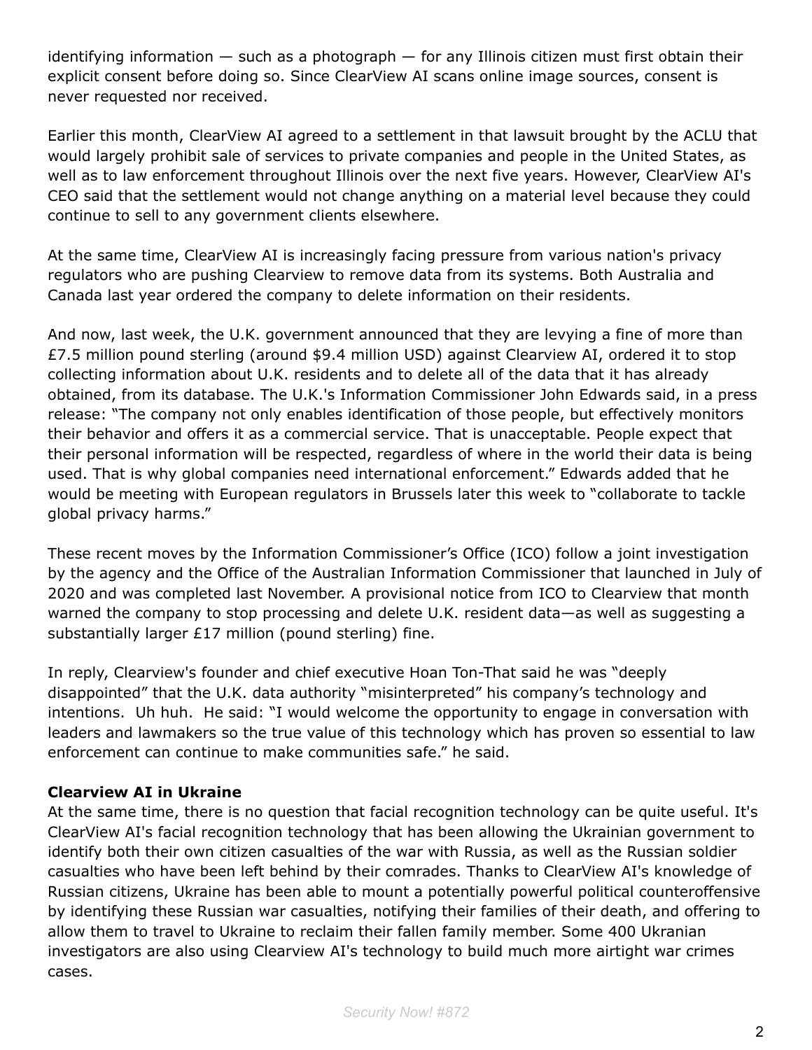identifying information — such as a photograph — for any Illinois citizen must first obtain their explicit consent before doing so. Since ClearView AI scans online image sources, consent is never requested nor received.

Earlier this month, ClearView AI agreed to a settlement in that lawsuit brought by the ACLU that would largely prohibit sale of services to private companies and people in the United States, as well as to law enforcement throughout Illinois over the next five years. However, ClearView AI's CEO said that the settlement would not change anything on a material level because they could continue to sell to any government clients elsewhere.

At the same time, ClearView AI is increasingly facing pressure from various nation's privacy regulators who are pushing Clearview to remove data from its systems. Both Australia and Canada last year ordered the company to delete information on their residents.

And now, last week, the U.K. government announced that they are levying a fine of more than £7.5 million pound sterling (around $9.4 million USD) against Clearview AI, ordered it to stop collecting information about U.K. residents and to delete all of the data that it has already obtained, from its database. The U.K.'s Information Commissioner John Edwards said, in a press release: "The company not only enables identification of those people, but effectively monitors their behavior and offers it as a commercial service. That is unacceptable. People expect that their personal information will be respected, regardless of where in the world their data is being used. That is why global companies need international enforcement." Edwards added that he would be meeting with European regulators in Brussels later this week to "collaborate to tackle global privacy harms."

These recent moves by the Information Commissioner's Office (ICO) follow a joint investigation by the agency and the Office of the Australian Information Commissioner that launched in July of 2020 and was completed last November. A provisional notice from ICO to Clearview that month warned the company to stop processing and delete U.K. resident data—as well as suggesting a substantially larger £17 million (pound sterling) fine.

In reply, Clearview's founder and chief executive Hoan Ton-That said he was "deeply disappointed" that the U.K. data authority "misinterpreted" his company's technology and intentions. Uh huh. He said: "I would welcome the opportunity to engage in conversation with leaders and lawmakers so the true value of this technology which has proven so essential to law enforcement can continue to make communities safe." he said.

**Clearview AI in Ukraine**

At the same time, there is no question that facial recognition technology can be quite useful. It's ClearView AI's facial recognition technology that has been allowing the Ukrainian government to identify both their own citizen casualties of the war with Russia, as well as the Russian soldier casualties who have been left behind by their comrades. Thanks to ClearView AI's knowledge of Russian citizens, Ukraine has been able to mount a potentially powerful political counteroffensive by identifying these Russian war casualties, notifying their families of their death, and offering to allow them to travel to Ukraine to reclaim their fallen family member. Some 400 Ukranian investigators are also using Clearview AI's technology to build much more airtight war crimes cases.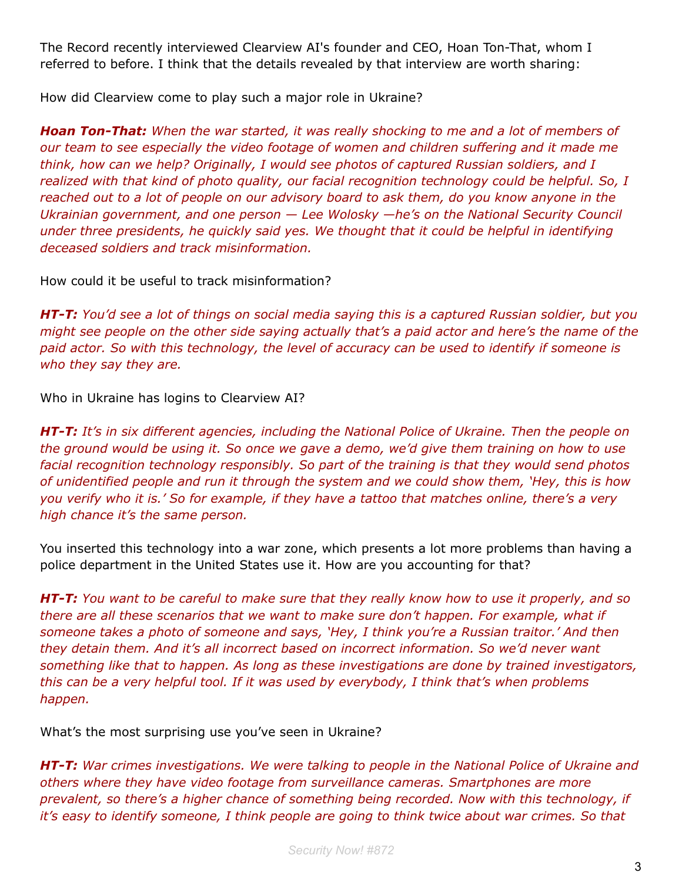The Record recently interviewed Clearview AI's founder and CEO, Hoan Ton-That, whom I referred to before. I think that the details revealed by that interview are worth sharing:

How did Clearview come to play such a major role in Ukraine?

***Hoan Ton-That:*** *When the war started, it was really shocking to me and a lot of members of our team to see especially the video footage of women and children suffering and it made me think, how can we help? Originally, I would see photos of captured Russian soldiers, and I realized with that kind of photo quality, our facial recognition technology could be helpful. So, I reached out to a lot of people on our advisory board to ask them, do you know anyone in the Ukrainian government, and one person — Lee Wolosky —he's on the National Security Council under three presidents, he quickly said yes. We thought that it could be helpful in identifying deceased soldiers and track misinformation.*

How could it be useful to track misinformation?

***HT-T:*** *You'd see a lot of things on social media saying this is a captured Russian soldier, but you might see people on the other side saying actually that's a paid actor and here's the name of the paid actor. So with this technology, the level of accuracy can be used to identify if someone is who they say they are.*

Who in Ukraine has logins to Clearview AI?

***HT-T:*** *It's in six different agencies, including the National Police of Ukraine. Then the people on the ground would be using it. So once we gave a demo, we'd give them training on how to use facial recognition technology responsibly. So part of the training is that they would send photos of unidentified people and run it through the system and we could show them, 'Hey, this is how you verify who it is.' So for example, if they have a tattoo that matches online, there's a very high chance it's the same person.*

You inserted this technology into a war zone, which presents a lot more problems than having a police department in the United States use it. How are you accounting for that?

***HT-T:*** *You want to be careful to make sure that they really know how to use it properly, and so there are all these scenarios that we want to make sure don't happen. For example, what if someone takes a photo of someone and says, 'Hey, I think you're a Russian traitor.' And then they detain them. And it's all incorrect based on incorrect information. So we'd never want something like that to happen. As long as these investigations are done by trained investigators, this can be a very helpful tool. If it was used by everybody, I think that's when problems happen.*

What's the most surprising use you've seen in Ukraine?

***HT-T:*** *War crimes investigations. We were talking to people in the National Police of Ukraine and others where they have video footage from surveillance cameras. Smartphones are more prevalent, so there's a higher chance of something being recorded. Now with this technology, if it's easy to identify someone, I think people are going to think twice about war crimes. So that*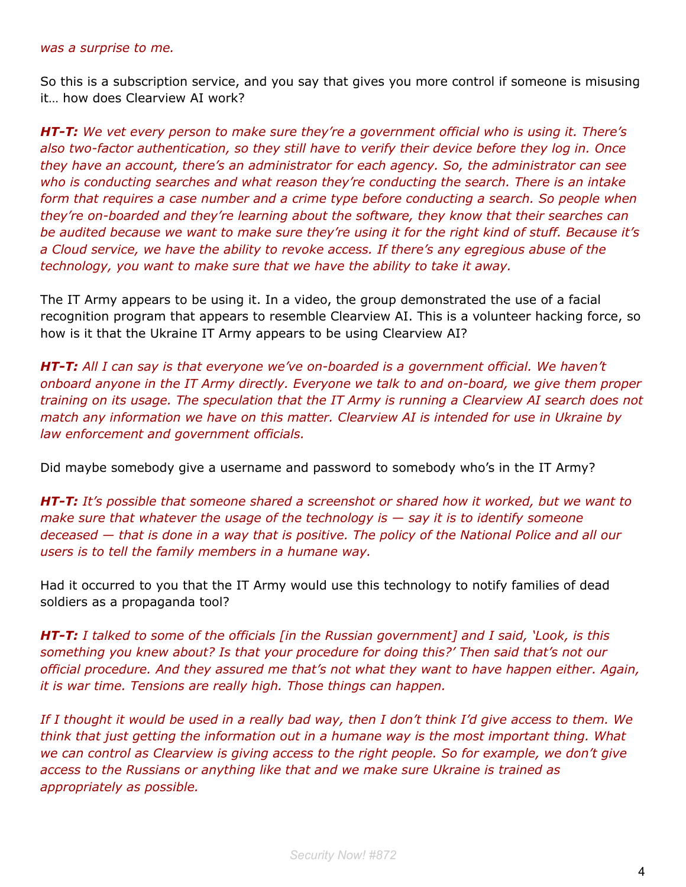*was a surprise to me.*

So this is a subscription service, and you say that gives you more control if someone is misusing it… how does Clearview AI work?

***HT-T:*** *We vet every person to make sure they're a government official who is using it. There's also two-factor authentication, so they still have to verify their device before they log in. Once they have an account, there's an administrator for each agency. So, the administrator can see who is conducting searches and what reason they're conducting the search. There is an intake form that requires a case number and a crime type before conducting a search. So people when they're on-boarded and they're learning about the software, they know that their searches can be audited because we want to make sure they're using it for the right kind of stuff. Because it's a Cloud service, we have the ability to revoke access. If there's any egregious abuse of the technology, you want to make sure that we have the ability to take it away.*

The IT Army appears to be using it. In a video, the group demonstrated the use of a facial recognition program that appears to resemble Clearview AI. This is a volunteer hacking force, so how is it that the Ukraine IT Army appears to be using Clearview AI?

***HT-T:*** *All I can say is that everyone we've on-boarded is a government official. We haven't onboard anyone in the IT Army directly. Everyone we talk to and on-board, we give them proper training on its usage. The speculation that the IT Army is running a Clearview AI search does not match any information we have on this matter. Clearview AI is intended for use in Ukraine by law enforcement and government officials.*

Did maybe somebody give a username and password to somebody who's in the IT Army?

***HT-T:*** *It's possible that someone shared a screenshot or shared how it worked, but we want to make sure that whatever the usage of the technology is — say it is to identify someone deceased — that is done in a way that is positive. The policy of the National Police and all our users is to tell the family members in a humane way.*

Had it occurred to you that the IT Army would use this technology to notify families of dead soldiers as a propaganda tool?

***HT-T:*** *I talked to some of the officials [in the Russian government] and I said, 'Look, is this something you knew about? Is that your procedure for doing this?' Then said that's not our official procedure. And they assured me that's not what they want to have happen either. Again, it is war time. Tensions are really high. Those things can happen.*

*If I thought it would be used in a really bad way, then I don't think I'd give access to them. We think that just getting the information out in a humane way is the most important thing. What we can control as Clearview is giving access to the right people. So for example, we don't give access to the Russians or anything like that and we make sure Ukraine is trained as appropriately as possible.*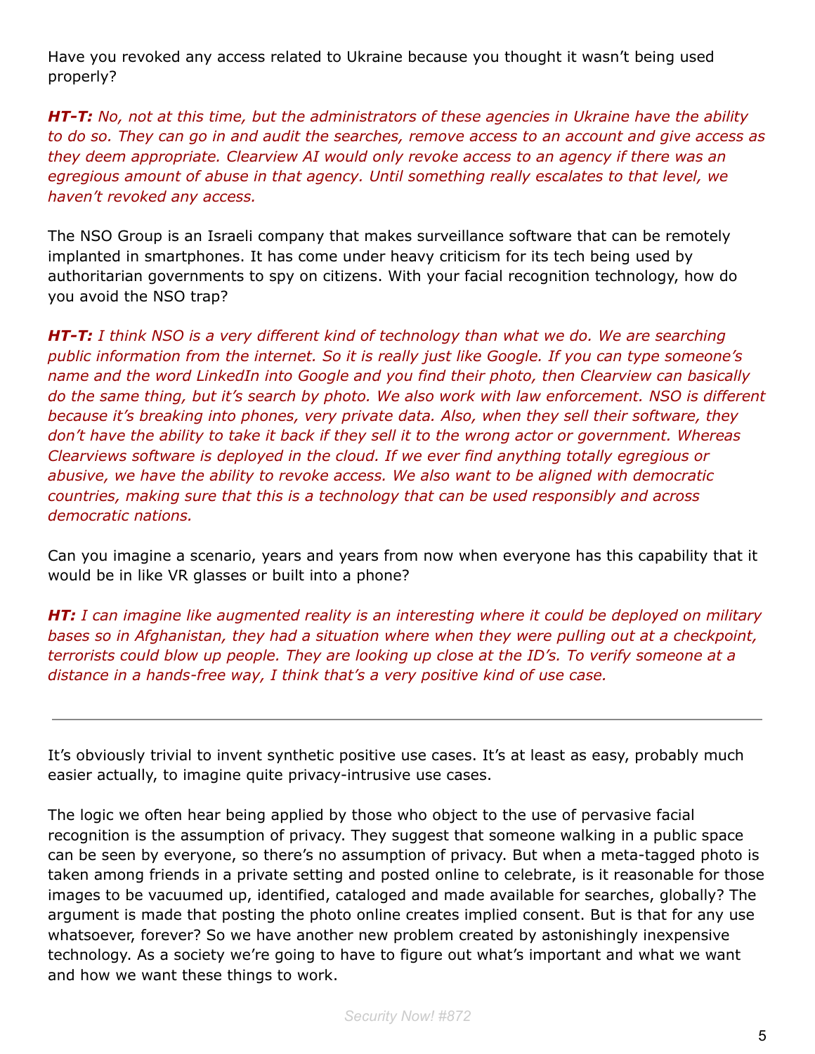Have you revoked any access related to Ukraine because you thought it wasn't being used properly?

***HT-T:** No, not at this time, but the administrators of these agencies in Ukraine have the ability to do so. They can go in and audit the searches, remove access to an account and give access as they deem appropriate. Clearview AI would only revoke access to an agency if there was an egregious amount of abuse in that agency. Until something really escalates to that level, we haven't revoked any access.*

The NSO Group is an Israeli company that makes surveillance software that can be remotely implanted in smartphones. It has come under heavy criticism for its tech being used by authoritarian governments to spy on citizens. With your facial recognition technology, how do you avoid the NSO trap?

***HT-T:** I think NSO is a very different kind of technology than what we do. We are searching public information from the internet. So it is really just like Google. If you can type someone's name and the word LinkedIn into Google and you find their photo, then Clearview can basically do the same thing, but it's search by photo. We also work with law enforcement. NSO is different because it's breaking into phones, very private data. Also, when they sell their software, they don't have the ability to take it back if they sell it to the wrong actor or government. Whereas Clearviews software is deployed in the cloud. If we ever find anything totally egregious or abusive, we have the ability to revoke access. We also want to be aligned with democratic countries, making sure that this is a technology that can be used responsibly and across democratic nations.*

Can you imagine a scenario, years and years from now when everyone has this capability that it would be in like VR glasses or built into a phone?

***HT:** I can imagine like augmented reality is an interesting where it could be deployed on military bases so in Afghanistan, they had a situation where when they were pulling out at a checkpoint, terrorists could blow up people. They are looking up close at the ID's. To verify someone at a distance in a hands-free way, I think that's a very positive kind of use case.*

---

It's obviously trivial to invent synthetic positive use cases. It's at least as easy, probably much easier actually, to imagine quite privacy-intrusive use cases.

The logic we often hear being applied by those who object to the use of pervasive facial recognition is the assumption of privacy. They suggest that someone walking in a public space can be seen by everyone, so there's no assumption of privacy. But when a meta-tagged photo is taken among friends in a private setting and posted online to celebrate, is it reasonable for those images to be vacuumed up, identified, cataloged and made available for searches, globally? The argument is made that posting the photo online creates implied consent. But is that for any use whatsoever, forever? So we have another new problem created by astonishingly inexpensive technology. As a society we're going to have to figure out what's important and what we want and how we want these things to work.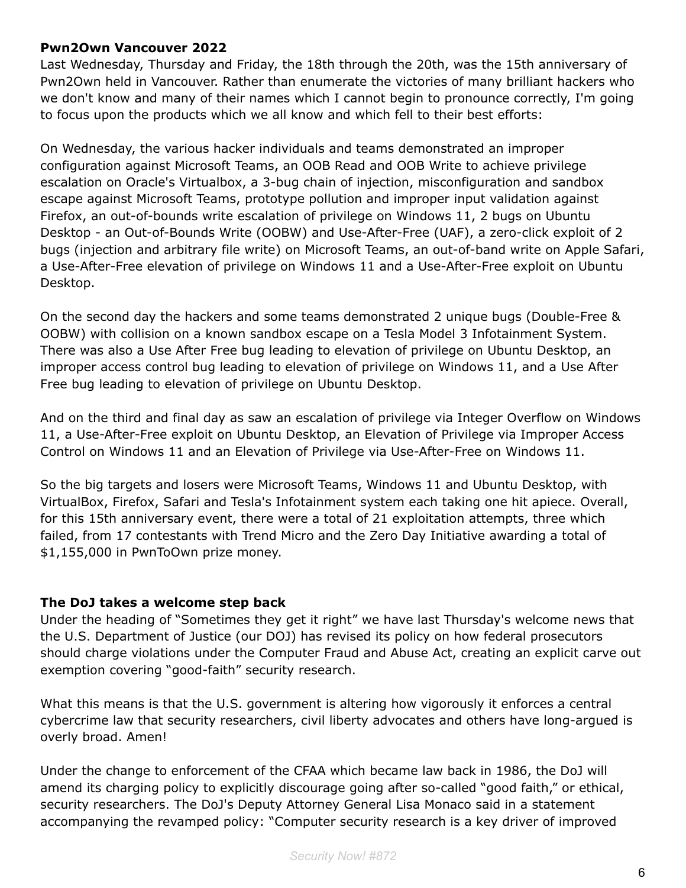**Pwn2Own Vancouver 2022**
Last Wednesday, Thursday and Friday, the 18th through the 20th, was the 15th anniversary of Pwn2Own held in Vancouver. Rather than enumerate the victories of many brilliant hackers who we don't know and many of their names which I cannot begin to pronounce correctly, I'm going to focus upon the products which we all know and which fell to their best efforts:

On Wednesday, the various hacker individuals and teams demonstrated an improper configuration against Microsoft Teams, an OOB Read and OOB Write to achieve privilege escalation on Oracle's Virtualbox, a 3-bug chain of injection, misconfiguration and sandbox escape against Microsoft Teams, prototype pollution and improper input validation against Firefox, an out-of-bounds write escalation of privilege on Windows 11, 2 bugs on Ubuntu Desktop - an Out-of-Bounds Write (OOBW) and Use-After-Free (UAF), a zero-click exploit of 2 bugs (injection and arbitrary file write) on Microsoft Teams, an out-of-band write on Apple Safari, a Use-After-Free elevation of privilege on Windows 11 and a Use-After-Free exploit on Ubuntu Desktop.

On the second day the hackers and some teams demonstrated 2 unique bugs (Double-Free & OOBW) with collision on a known sandbox escape on a Tesla Model 3 Infotainment System. There was also a Use After Free bug leading to elevation of privilege on Ubuntu Desktop, an improper access control bug leading to elevation of privilege on Windows 11, and a Use After Free bug leading to elevation of privilege on Ubuntu Desktop.

And on the third and final day as saw an escalation of privilege via Integer Overflow on Windows 11, a Use-After-Free exploit on Ubuntu Desktop, an Elevation of Privilege via Improper Access Control on Windows 11 and an Elevation of Privilege via Use-After-Free on Windows 11.

So the big targets and losers were Microsoft Teams, Windows 11 and Ubuntu Desktop, with VirtualBox, Firefox, Safari and Tesla's Infotainment system each taking one hit apiece. Overall, for this 15th anniversary event, there were a total of 21 exploitation attempts, three which failed, from 17 contestants with Trend Micro and the Zero Day Initiative awarding a total of $1,155,000 in PwnToOwn prize money.

**The DoJ takes a welcome step back**
Under the heading of "Sometimes they get it right" we have last Thursday's welcome news that the U.S. Department of Justice (our DOJ) has revised its policy on how federal prosecutors should charge violations under the Computer Fraud and Abuse Act, creating an explicit carve out exemption covering "good-faith" security research.

What this means is that the U.S. government is altering how vigorously it enforces a central cybercrime law that security researchers, civil liberty advocates and others have long-argued is overly broad. Amen!

Under the change to enforcement of the CFAA which became law back in 1986, the DoJ will amend its charging policy to explicitly discourage going after so-called "good faith," or ethical, security researchers. The DoJ's Deputy Attorney General Lisa Monaco said in a statement accompanying the revamped policy: "Computer security research is a key driver of improved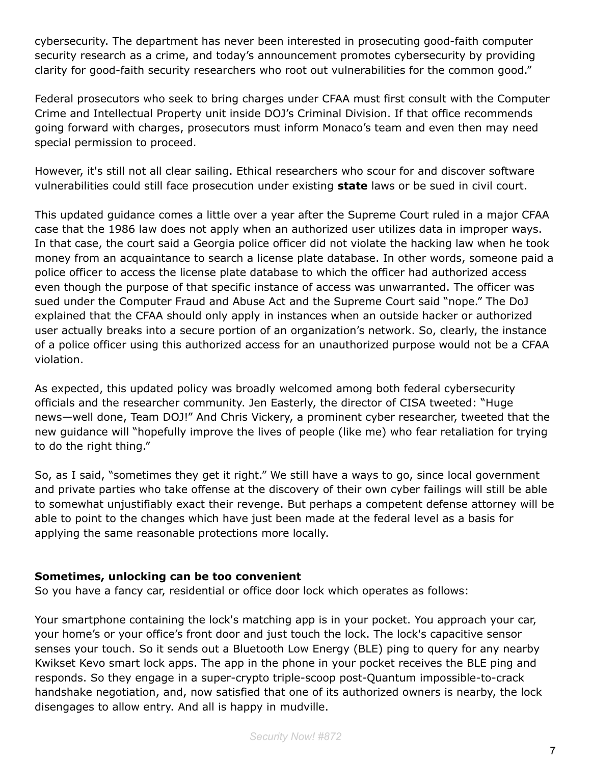cybersecurity. The department has never been interested in prosecuting good-faith computer security research as a crime, and today's announcement promotes cybersecurity by providing clarity for good-faith security researchers who root out vulnerabilities for the common good."

Federal prosecutors who seek to bring charges under CFAA must first consult with the Computer Crime and Intellectual Property unit inside DOJ's Criminal Division. If that office recommends going forward with charges, prosecutors must inform Monaco's team and even then may need special permission to proceed.

However, it's still not all clear sailing. Ethical researchers who scour for and discover software vulnerabilities could still face prosecution under existing **state** laws or be sued in civil court.

This updated guidance comes a little over a year after the Supreme Court ruled in a major CFAA case that the 1986 law does not apply when an authorized user utilizes data in improper ways. In that case, the court said a Georgia police officer did not violate the hacking law when he took money from an acquaintance to search a license plate database. In other words, someone paid a police officer to access the license plate database to which the officer had authorized access even though the purpose of that specific instance of access was unwarranted. The officer was sued under the Computer Fraud and Abuse Act and the Supreme Court said "nope." The DoJ explained that the CFAA should only apply in instances when an outside hacker or authorized user actually breaks into a secure portion of an organization's network. So, clearly, the instance of a police officer using this authorized access for an unauthorized purpose would not be a CFAA violation.

As expected, this updated policy was broadly welcomed among both federal cybersecurity officials and the researcher community. Jen Easterly, the director of CISA tweeted: "Huge news—well done, Team DOJ!" And Chris Vickery, a prominent cyber researcher, tweeted that the new guidance will "hopefully improve the lives of people (like me) who fear retaliation for trying to do the right thing."

So, as I said, "sometimes they get it right." We still have a ways to go, since local government and private parties who take offense at the discovery of their own cyber failings will still be able to somewhat unjustifiably exact their revenge. But perhaps a competent defense attorney will be able to point to the changes which have just been made at the federal level as a basis for applying the same reasonable protections more locally.

**Sometimes, unlocking can be too convenient**

So you have a fancy car, residential or office door lock which operates as follows:

Your smartphone containing the lock's matching app is in your pocket. You approach your car, your home's or your office's front door and just touch the lock. The lock's capacitive sensor senses your touch. So it sends out a Bluetooth Low Energy (BLE) ping to query for any nearby Kwikset Kevo smart lock apps. The app in the phone in your pocket receives the BLE ping and responds. So they engage in a super-crypto triple-scoop post-Quantum impossible-to-crack handshake negotiation, and, now satisfied that one of its authorized owners is nearby, the lock disengages to allow entry. And all is happy in mudville.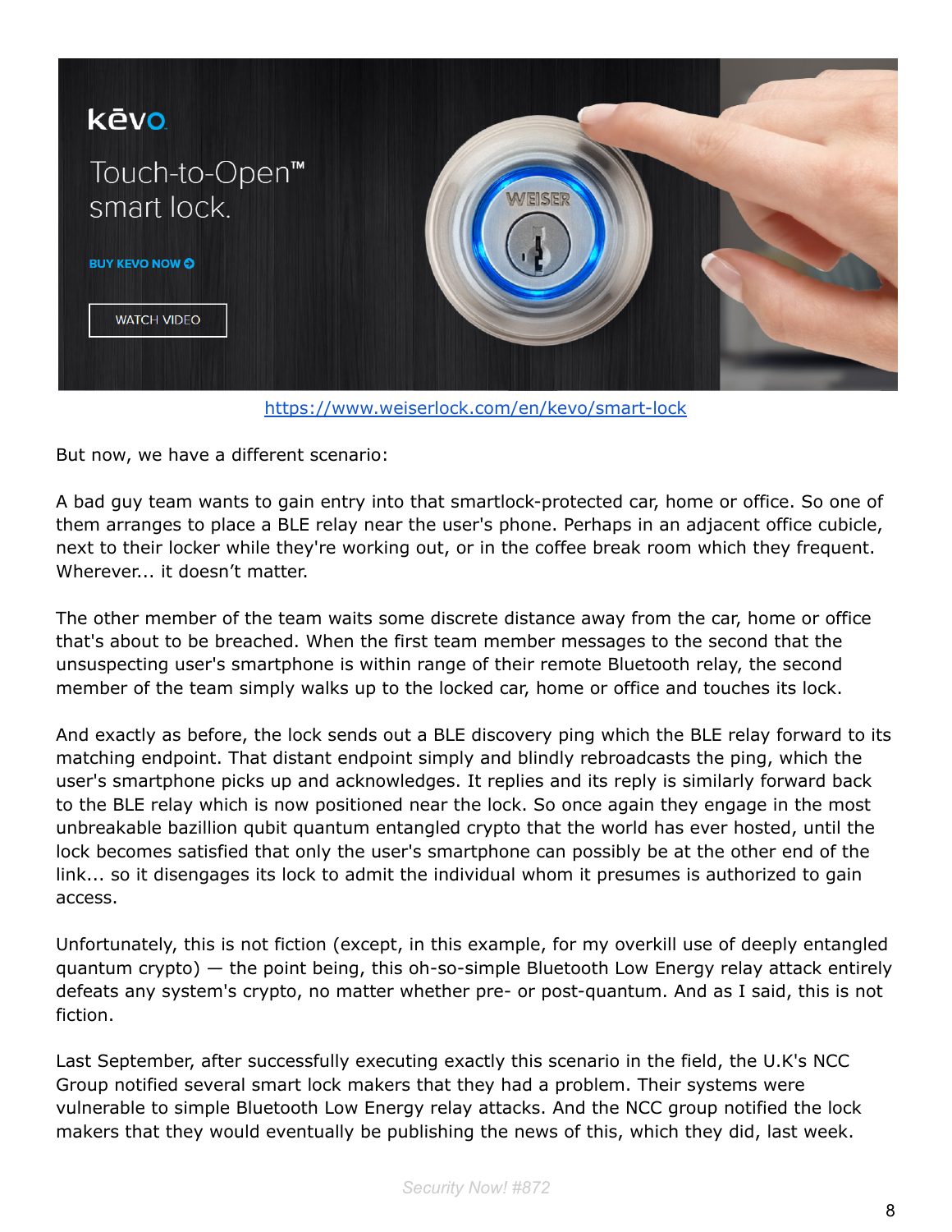https://www.weiserlock.com/en/kevo/smart-lock

But now, we have a different scenario:

A bad guy team wants to gain entry into that smartlock-protected car, home or office. So one of them arranges to place a BLE relay near the user's phone. Perhaps in an adjacent office cubicle, next to their locker while they're working out, or in the coffee break room which they frequent. Wherever... it doesn't matter.

The other member of the team waits some discrete distance away from the car, home or office that's about to be breached. When the first team member messages to the second that the unsuspecting user's smartphone is within range of their remote Bluetooth relay, the second member of the team simply walks up to the locked car, home or office and touches its lock.

And exactly as before, the lock sends out a BLE discovery ping which the BLE relay forward to its matching endpoint. That distant endpoint simply and blindly rebroadcasts the ping, which the user's smartphone picks up and acknowledges. It replies and its reply is similarly forward back to the BLE relay which is now positioned near the lock. So once again they engage in the most unbreakable bazillion qubit quantum entangled crypto that the world has ever hosted, until the lock becomes satisfied that only the user's smartphone can possibly be at the other end of the link... so it disengages its lock to admit the individual whom it presumes is authorized to gain access.

Unfortunately, this is not fiction (except, in this example, for my overkill use of deeply entangled quantum crypto) — the point being, this oh-so-simple Bluetooth Low Energy relay attack entirely defeats any system's crypto, no matter whether pre- or post-quantum. And as I said, this is not fiction.

Last September, after successfully executing exactly this scenario in the field, the U.K's NCC Group notified several smart lock makers that they had a problem. Their systems were vulnerable to simple Bluetooth Low Energy relay attacks. And the NCC group notified the lock makers that they would eventually be publishing the news of this, which they did, last week.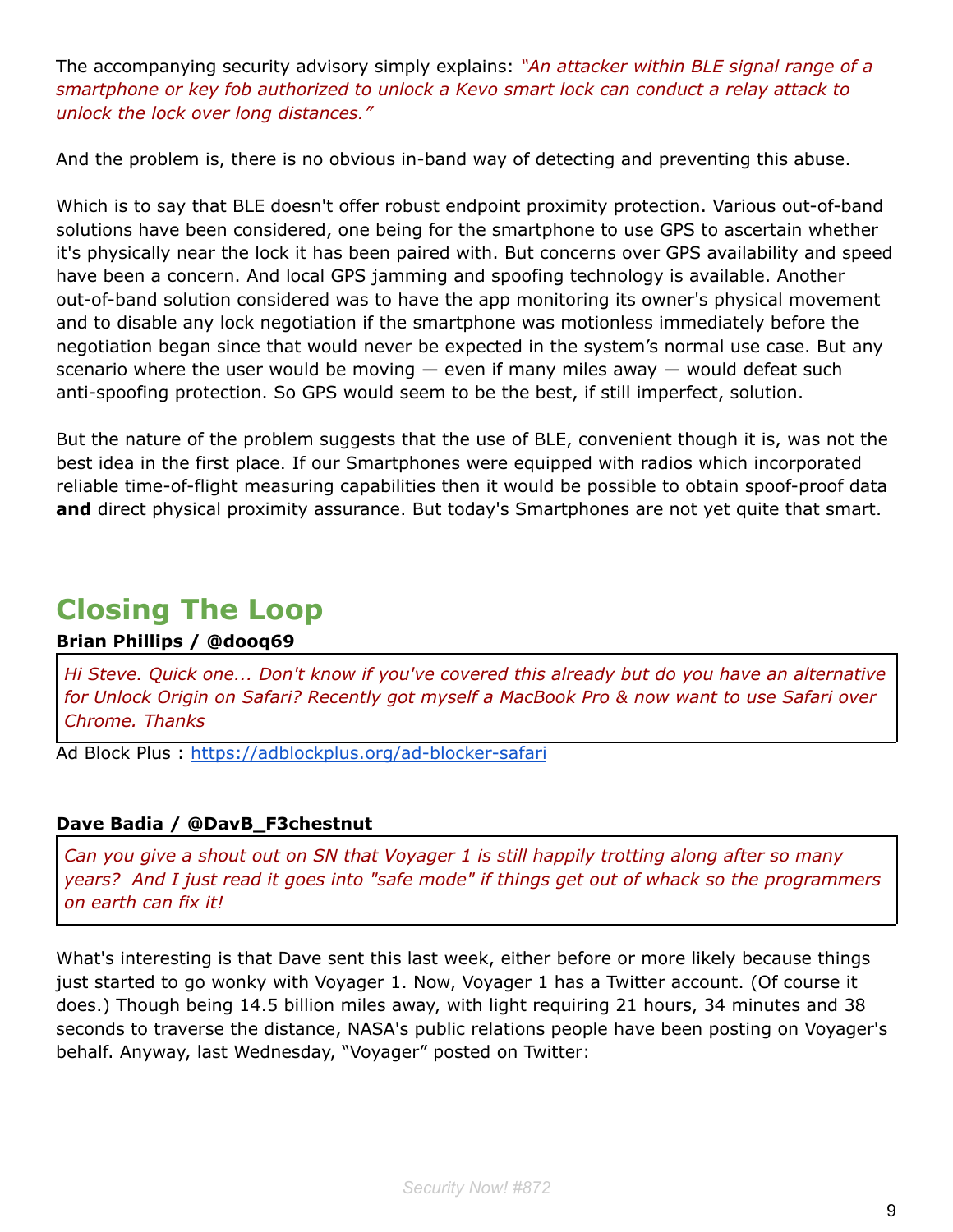The accompanying security advisory simply explains: *"An attacker within BLE signal range of a smartphone or key fob authorized to unlock a Kevo smart lock can conduct a relay attack to unlock the lock over long distances."*

And the problem is, there is no obvious in-band way of detecting and preventing this abuse.

Which is to say that BLE doesn't offer robust endpoint proximity protection. Various out-of-band solutions have been considered, one being for the smartphone to use GPS to ascertain whether it's physically near the lock it has been paired with. But concerns over GPS availability and speed have been a concern. And local GPS jamming and spoofing technology is available. Another out-of-band solution considered was to have the app monitoring its owner's physical movement and to disable any lock negotiation if the smartphone was motionless immediately before the negotiation began since that would never be expected in the system's normal use case. But any scenario where the user would be moving — even if many miles away — would defeat such anti-spoofing protection. So GPS would seem to be the best, if still imperfect, solution.

But the nature of the problem suggests that the use of BLE, convenient though it is, was not the best idea in the first place. If our Smartphones were equipped with radios which incorporated reliable time-of-flight measuring capabilities then it would be possible to obtain spoof-proof data **and** direct physical proximity assurance. But today's Smartphones are not yet quite that smart.

## Closing The Loop

**Brian Phillips / @dooq69**

> *Hi Steve. Quick one... Don't know if you've covered this already but do you have an alternative for Unlock Origin on Safari? Recently got myself a MacBook Pro & now want to use Safari over Chrome. Thanks*

Ad Block Plus : https://adblockplus.org/ad-blocker-safari

**Dave Badia / @DavB_F3chestnut**

> *Can you give a shout out on SN that Voyager 1 is still happily trotting along after so many years? And I just read it goes into "safe mode" if things get out of whack so the programmers on earth can fix it!*

What's interesting is that Dave sent this last week, either before or more likely because things just started to go wonky with Voyager 1. Now, Voyager 1 has a Twitter account. (Of course it does.) Though being 14.5 billion miles away, with light requiring 21 hours, 34 minutes and 38 seconds to traverse the distance, NASA's public relations people have been posting on Voyager's behalf. Anyway, last Wednesday, "Voyager" posted on Twitter: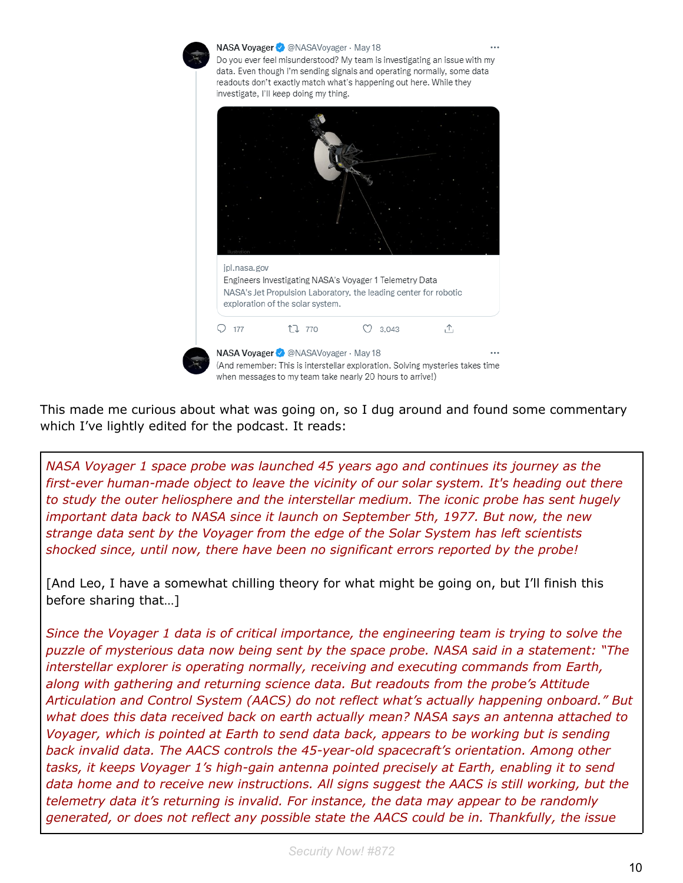NASA Voyager @NASAVoyager · May 18

Do you ever feel misunderstood? My team is investigating an issue with my data. Even though I'm sending signals and operating normally, some data readouts don't exactly match what's happening out here. While they investigate, I'll keep doing my thing.

jpl.nasa.gov
Engineers Investigating NASA's Voyager 1 Telemetry Data
NASA's Jet Propulsion Laboratory, the leading center for robotic exploration of the solar system.

177 770 3,043

NASA Voyager @NASAVoyager · May 18

(And remember: This is interstellar exploration. Solving mysteries takes time when messages to my team take nearly 20 hours to arrive!)

This made me curious about what was going on, so I dug around and found some commentary which I've lightly edited for the podcast. It reads:

> *NASA Voyager 1 space probe was launched 45 years ago and continues its journey as the first-ever human-made object to leave the vicinity of our solar system. It's heading out there to study the outer heliosphere and the interstellar medium. The iconic probe has sent hugely important data back to NASA since it launch on September 5th, 1977. But now, the new strange data sent by the Voyager from the edge of the Solar System has left scientists shocked since, until now, there have been no significant errors reported by the probe!*
>
> [And Leo, I have a somewhat chilling theory for what might be going on, but I'll finish this before sharing that…]
>
> *Since the Voyager 1 data is of critical importance, the engineering team is trying to solve the puzzle of mysterious data now being sent by the space probe. NASA said in a statement: "The interstellar explorer is operating normally, receiving and executing commands from Earth, along with gathering and returning science data. But readouts from the probe's Attitude Articulation and Control System (AACS) do not reflect what's actually happening onboard." But what does this data received back on earth actually mean? NASA says an antenna attached to Voyager, which is pointed at Earth to send data back, appears to be working but is sending back invalid data. The AACS controls the 45-year-old spacecraft's orientation. Among other tasks, it keeps Voyager 1's high-gain antenna pointed precisely at Earth, enabling it to send data home and to receive new instructions. All signs suggest the AACS is still working, but the telemetry data it's returning is invalid. For instance, the data may appear to be randomly generated, or does not reflect any possible state the AACS could be in. Thankfully, the issue*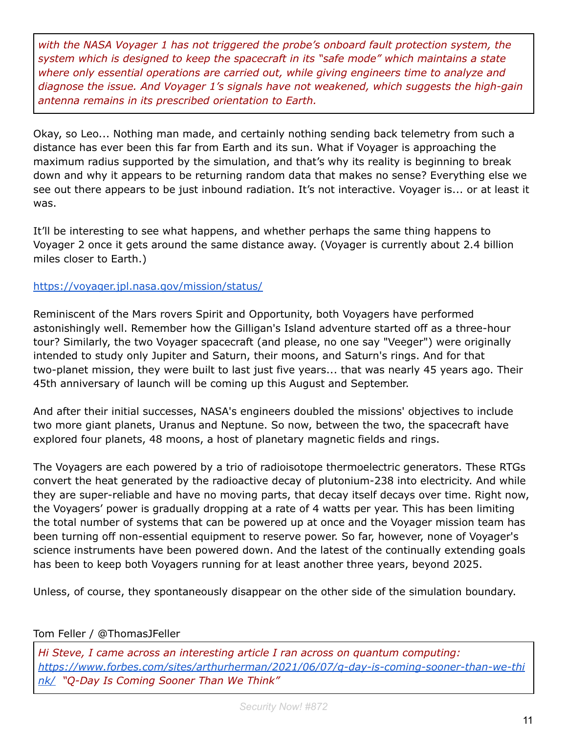*with the NASA Voyager 1 has not triggered the probe's onboard fault protection system, the system which is designed to keep the spacecraft in its "safe mode" which maintains a state where only essential operations are carried out, while giving engineers time to analyze and diagnose the issue. And Voyager 1's signals have not weakened, which suggests the high-gain antenna remains in its prescribed orientation to Earth.*

Okay, so Leo... Nothing man made, and certainly nothing sending back telemetry from such a distance has ever been this far from Earth and its sun. What if Voyager is approaching the maximum radius supported by the simulation, and that's why its reality is beginning to break down and why it appears to be returning random data that makes no sense? Everything else we see out there appears to be just inbound radiation. It's not interactive. Voyager is... or at least it was.

It'll be interesting to see what happens, and whether perhaps the same thing happens to Voyager 2 once it gets around the same distance away. (Voyager is currently about 2.4 billion miles closer to Earth.)

https://voyager.jpl.nasa.gov/mission/status/

Reminiscent of the Mars rovers Spirit and Opportunity, both Voyagers have performed astonishingly well. Remember how the Gilligan's Island adventure started off as a three-hour tour? Similarly, the two Voyager spacecraft (and please, no one say "Veeger") were originally intended to study only Jupiter and Saturn, their moons, and Saturn's rings. And for that two-planet mission, they were built to last just five years... that was nearly 45 years ago. Their 45th anniversary of launch will be coming up this August and September.

And after their initial successes, NASA's engineers doubled the missions' objectives to include two more giant planets, Uranus and Neptune. So now, between the two, the spacecraft have explored four planets, 48 moons, a host of planetary magnetic fields and rings.

The Voyagers are each powered by a trio of radioisotope thermoelectric generators. These RTGs convert the heat generated by the radioactive decay of plutonium-238 into electricity. And while they are super-reliable and have no moving parts, that decay itself decays over time. Right now, the Voyagers' power is gradually dropping at a rate of 4 watts per year. This has been limiting the total number of systems that can be powered up at once and the Voyager mission team has been turning off non-essential equipment to reserve power. So far, however, none of Voyager's science instruments have been powered down. And the latest of the continually extending goals has been to keep both Voyagers running for at least another three years, beyond 2025.

Unless, of course, they spontaneously disappear on the other side of the simulation boundary.

Tom Feller / @ThomasJFeller

*Hi Steve, I came across an interesting article I ran across on quantum computing: https://www.forbes.com/sites/arthurherman/2021/06/07/q-day-is-coming-sooner-than-we-think/ "Q-Day Is Coming Sooner Than We Think"*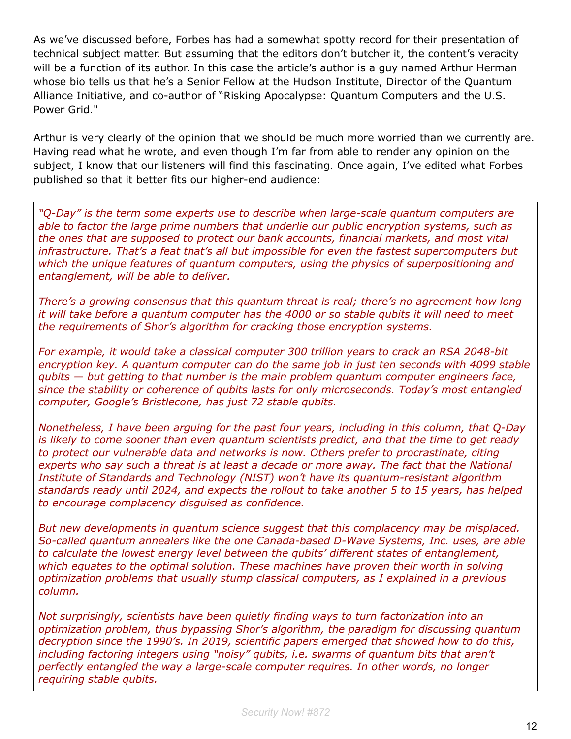As we've discussed before, Forbes has had a somewhat spotty record for their presentation of technical subject matter. But assuming that the editors don't butcher it, the content's veracity will be a function of its author. In this case the article's author is a guy named Arthur Herman whose bio tells us that he's a Senior Fellow at the Hudson Institute, Director of the Quantum Alliance Initiative, and co-author of "Risking Apocalypse: Quantum Computers and the U.S. Power Grid."

Arthur is very clearly of the opinion that we should be much more worried than we currently are. Having read what he wrote, and even though I'm far from able to render any opinion on the subject, I know that our listeners will find this fascinating. Once again, I've edited what Forbes published so that it better fits our higher-end audience:

> *"Q-Day" is the term some experts use to describe when large-scale quantum computers are able to factor the large prime numbers that underlie our public encryption systems, such as the ones that are supposed to protect our bank accounts, financial markets, and most vital infrastructure. That's a feat that's all but impossible for even the fastest supercomputers but which the unique features of quantum computers, using the physics of superpositioning and entanglement, will be able to deliver.*
>
> *There's a growing consensus that this quantum threat is real; there's no agreement how long it will take before a quantum computer has the 4000 or so stable qubits it will need to meet the requirements of Shor's algorithm for cracking those encryption systems.*
>
> *For example, it would take a classical computer 300 trillion years to crack an RSA 2048-bit encryption key. A quantum computer can do the same job in just ten seconds with 4099 stable qubits — but getting to that number is the main problem quantum computer engineers face, since the stability or coherence of qubits lasts for only microseconds. Today's most entangled computer, Google's Bristlecone, has just 72 stable qubits.*
>
> *Nonetheless, I have been arguing for the past four years, including in this column, that Q-Day is likely to come sooner than even quantum scientists predict, and that the time to get ready to protect our vulnerable data and networks is now. Others prefer to procrastinate, citing experts who say such a threat is at least a decade or more away. The fact that the National Institute of Standards and Technology (NIST) won't have its quantum-resistant algorithm standards ready until 2024, and expects the rollout to take another 5 to 15 years, has helped to encourage complacency disguised as confidence.*
>
> *But new developments in quantum science suggest that this complacency may be misplaced. So-called quantum annealers like the one Canada-based D-Wave Systems, Inc. uses, are able to calculate the lowest energy level between the qubits' different states of entanglement, which equates to the optimal solution. These machines have proven their worth in solving optimization problems that usually stump classical computers, as I explained in a previous column.*
>
> *Not surprisingly, scientists have been quietly finding ways to turn factorization into an optimization problem, thus bypassing Shor's algorithm, the paradigm for discussing quantum decryption since the 1990's. In 2019, scientific papers emerged that showed how to do this, including factoring integers using "noisy" qubits, i.e. swarms of quantum bits that aren't perfectly entangled the way a large-scale computer requires. In other words, no longer requiring stable qubits.*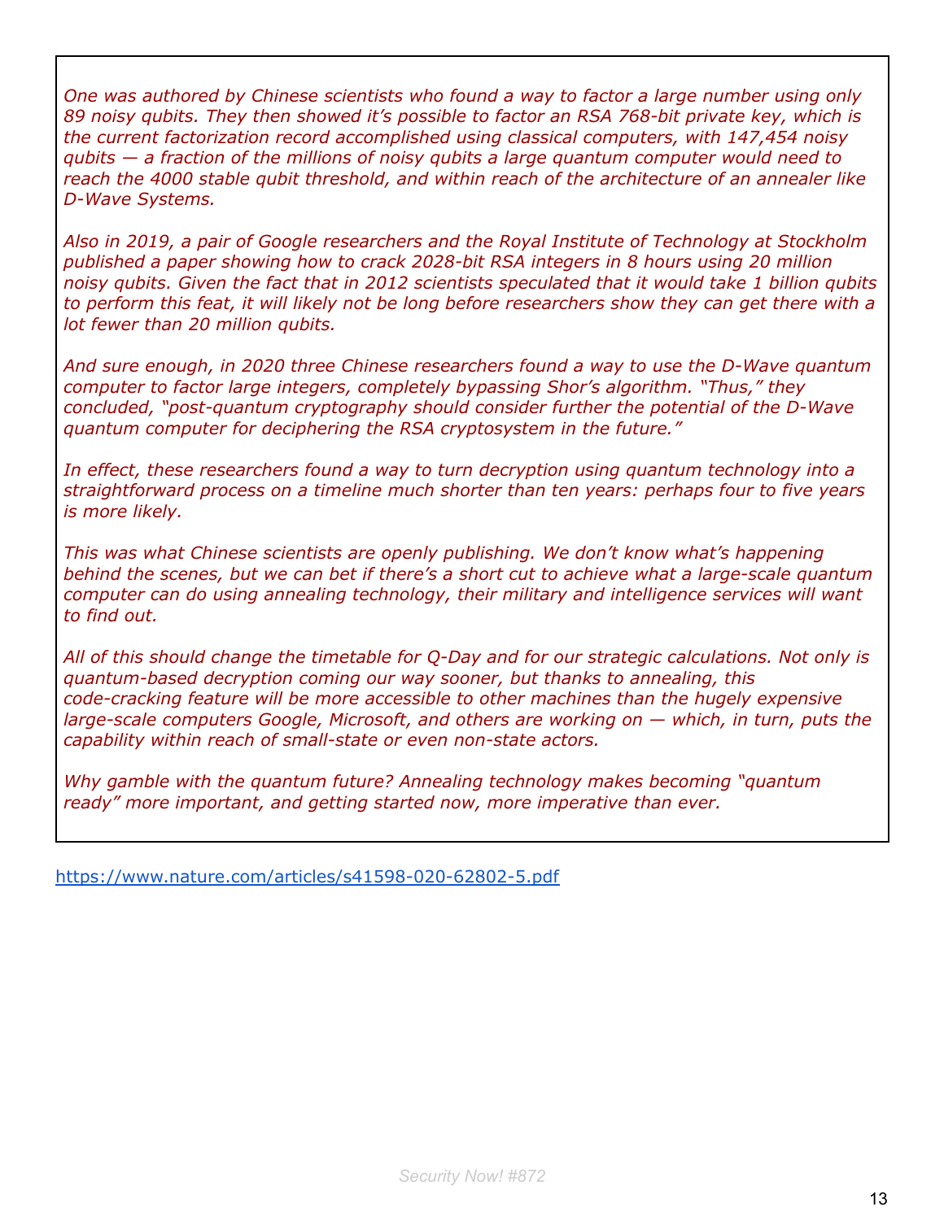*One was authored by Chinese scientists who found a way to factor a large number using only 89 noisy qubits. They then showed it's possible to factor an RSA 768-bit private key, which is the current factorization record accomplished using classical computers, with 147,454 noisy qubits — a fraction of the millions of noisy qubits a large quantum computer would need to reach the 4000 stable qubit threshold, and within reach of the architecture of an annealer like D-Wave Systems.*

*Also in 2019, a pair of Google researchers and the Royal Institute of Technology at Stockholm published a paper showing how to crack 2028-bit RSA integers in 8 hours using 20 million noisy qubits. Given the fact that in 2012 scientists speculated that it would take 1 billion qubits to perform this feat, it will likely not be long before researchers show they can get there with a lot fewer than 20 million qubits.*

*And sure enough, in 2020 three Chinese researchers found a way to use the D-Wave quantum computer to factor large integers, completely bypassing Shor's algorithm. "Thus," they concluded, "post-quantum cryptography should consider further the potential of the D-Wave quantum computer for deciphering the RSA cryptosystem in the future."*

*In effect, these researchers found a way to turn decryption using quantum technology into a straightforward process on a timeline much shorter than ten years: perhaps four to five years is more likely.*

*This was what Chinese scientists are openly publishing. We don't know what's happening behind the scenes, but we can bet if there's a short cut to achieve what a large-scale quantum computer can do using annealing technology, their military and intelligence services will want to find out.*

*All of this should change the timetable for Q-Day and for our strategic calculations. Not only is quantum-based decryption coming our way sooner, but thanks to annealing, this code-cracking feature will be more accessible to other machines than the hugely expensive large-scale computers Google, Microsoft, and others are working on — which, in turn, puts the capability within reach of small-state or even non-state actors.*

*Why gamble with the quantum future? Annealing technology makes becoming "quantum ready" more important, and getting started now, more imperative than ever.*

https://www.nature.com/articles/s41598-020-62802-5.pdf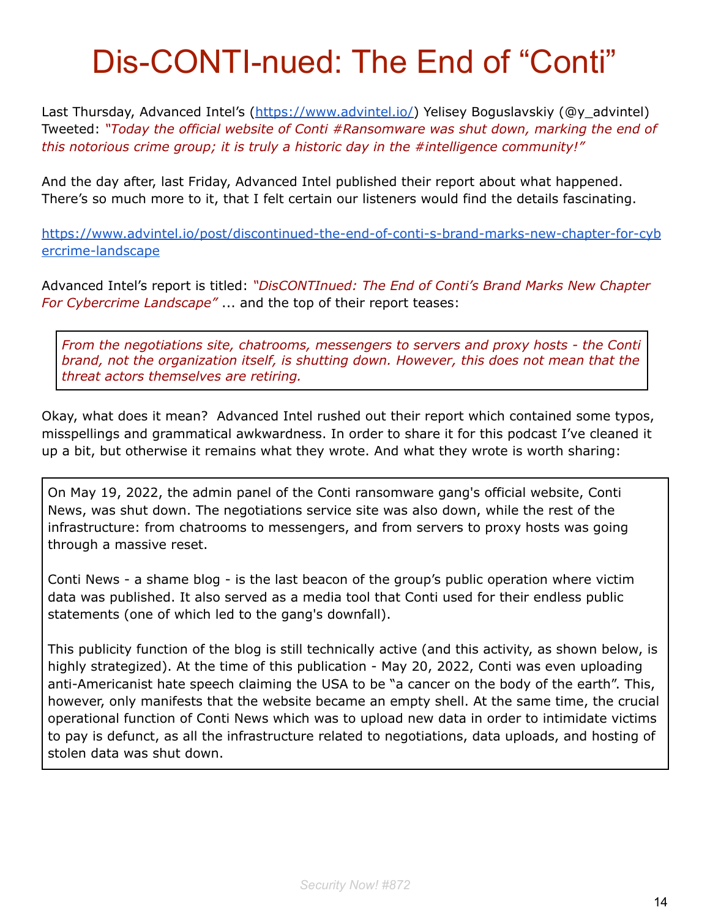# Dis-CONTI-nued: The End of "Conti"

Last Thursday, Advanced Intel's (https://www.advintel.io/) Yelisey Boguslavskiy (@y_advintel) Tweeted: *"Today the official website of Conti #Ransomware was shut down, marking the end of this notorious crime group; it is truly a historic day in the #intelligence community!"*

And the day after, last Friday, Advanced Intel published their report about what happened. There's so much more to it, that I felt certain our listeners would find the details fascinating.

https://www.advintel.io/post/discontinued-the-end-of-conti-s-brand-marks-new-chapter-for-cybercrime-landscape

Advanced Intel's report is titled: *"DisCONTInued: The End of Conti's Brand Marks New Chapter For Cybercrime Landscape"* ... and the top of their report teases:

> *From the negotiations site, chatrooms, messengers to servers and proxy hosts - the Conti brand, not the organization itself, is shutting down. However, this does not mean that the threat actors themselves are retiring.*

Okay, what does it mean? Advanced Intel rushed out their report which contained some typos, misspellings and grammatical awkwardness. In order to share it for this podcast I've cleaned it up a bit, but otherwise it remains what they wrote. And what they wrote is worth sharing:

> On May 19, 2022, the admin panel of the Conti ransomware gang's official website, Conti News, was shut down. The negotiations service site was also down, while the rest of the infrastructure: from chatrooms to messengers, and from servers to proxy hosts was going through a massive reset.
>
> Conti News - a shame blog - is the last beacon of the group's public operation where victim data was published. It also served as a media tool that Conti used for their endless public statements (one of which led to the gang's downfall).
>
> This publicity function of the blog is still technically active (and this activity, as shown below, is highly strategized). At the time of this publication - May 20, 2022, Conti was even uploading anti-Americanist hate speech claiming the USA to be "a cancer on the body of the earth". This, however, only manifests that the website became an empty shell. At the same time, the crucial operational function of Conti News which was to upload new data in order to intimidate victims to pay is defunct, as all the infrastructure related to negotiations, data uploads, and hosting of stolen data was shut down.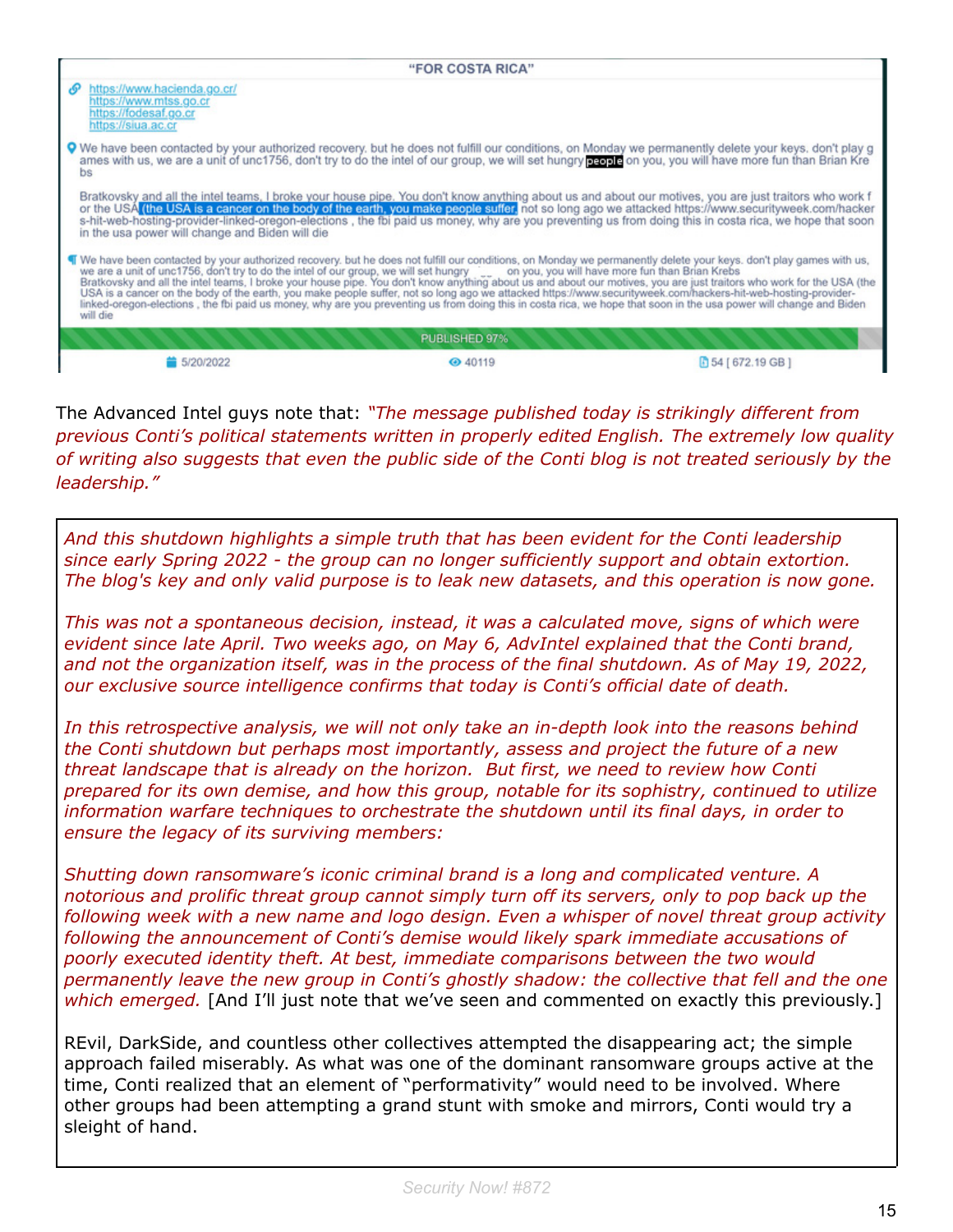**"FOR COSTA RICA"**

https://www.hacienda.go.cr/
https://www.mtss.go.cr
https://fodesaf.go.cr
https://siua.ac.cr

We have been contacted by your authorized recovery. but he does not fulfill our conditions, on Monday we permanently delete your keys. don't play g ames with us, we are a unit of unc1756, don't try to do the intel of our group, we will set hungry people on you, you will have more fun than Brian Kre bs

Bratkovsky and all the intel teams, I broke your house pipe. You don't know anything about us and about our motives, you are just traitors who work f or the USA (the USA is a cancer on the body of the earth, you make people suffer, not so long ago we attacked https://www.securityweek.com/hacker s-hit-web-hosting-provider-linked-oregon-elections , the fbi paid us money, why are you preventing us from doing this in costa rica, we hope that soon in the usa power will change and Biden will die

We have been contacted by your authorized recovery. but he does not fulfill our conditions, on Monday we permanently delete your keys. don't play games with us, we are a unit of unc1756, don't try to do the intel of our group, we will set hungry __ on you, you will have more fun than Brian Krebs Bratkovsky and all the intel teams, I broke your house pipe. You don't know anything about us and about our motives, you are just traitors who work for the USA (the USA is a cancer on the body of the earth, you make people suffer, not so long ago we attacked https://www.securityweek.com/hackers-hit-web-hosting-provider-linked-oregon-elections , the fbi paid us money, why are you preventing us from doing this in costa rica, we hope that soon in the usa power will change and Biden will die

PUBLISHED 97%

5/20/2022 | 40119 | 54 [ 672.19 GB ]

The Advanced Intel guys note that: *"The message published today is strikingly different from previous Conti's political statements written in properly edited English. The extremely low quality of writing also suggests that even the public side of the Conti blog is not treated seriously by the leadership."*

*And this shutdown highlights a simple truth that has been evident for the Conti leadership since early Spring 2022 - the group can no longer sufficiently support and obtain extortion. The blog's key and only valid purpose is to leak new datasets, and this operation is now gone.*

*This was not a spontaneous decision, instead, it was a calculated move, signs of which were evident since late April. Two weeks ago, on May 6, AdvIntel explained that the Conti brand, and not the organization itself, was in the process of the final shutdown. As of May 19, 2022, our exclusive source intelligence confirms that today is Conti's official date of death.*

*In this retrospective analysis, we will not only take an in-depth look into the reasons behind the Conti shutdown but perhaps most importantly, assess and project the future of a new threat landscape that is already on the horizon. But first, we need to review how Conti prepared for its own demise, and how this group, notable for its sophistry, continued to utilize information warfare techniques to orchestrate the shutdown until its final days, in order to ensure the legacy of its surviving members:*

*Shutting down ransomware's iconic criminal brand is a long and complicated venture. A notorious and prolific threat group cannot simply turn off its servers, only to pop back up the following week with a new name and logo design. Even a whisper of novel threat group activity following the announcement of Conti's demise would likely spark immediate accusations of poorly executed identity theft. At best, immediate comparisons between the two would permanently leave the new group in Conti's ghostly shadow: the collective that fell and the one which emerged.* [And I'll just note that we've seen and commented on exactly this previously.]

REvil, DarkSide, and countless other collectives attempted the disappearing act; the simple approach failed miserably. As what was one of the dominant ransomware groups active at the time, Conti realized that an element of "performativity" would need to be involved. Where other groups had been attempting a grand stunt with smoke and mirrors, Conti would try a sleight of hand.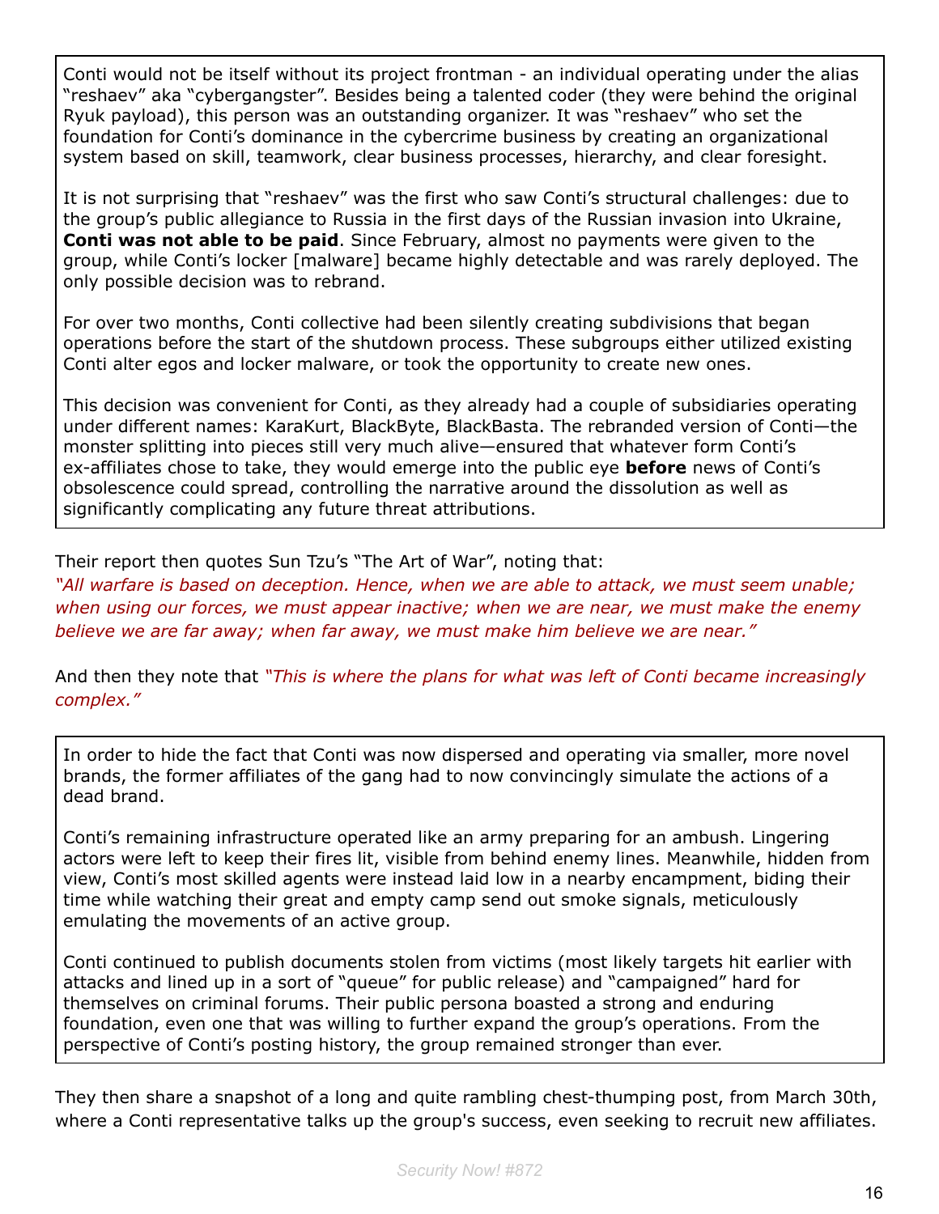> Conti would not be itself without its project frontman - an individual operating under the alias "reshaev" aka "cybergangster". Besides being a talented coder (they were behind the original Ryuk payload), this person was an outstanding organizer. It was "reshaev" who set the foundation for Conti's dominance in the cybercrime business by creating an organizational system based on skill, teamwork, clear business processes, hierarchy, and clear foresight.
>
> It is not surprising that "reshaev" was the first who saw Conti's structural challenges: due to the group's public allegiance to Russia in the first days of the Russian invasion into Ukraine, **Conti was not able to be paid**. Since February, almost no payments were given to the group, while Conti's locker [malware] became highly detectable and was rarely deployed. The only possible decision was to rebrand.
>
> For over two months, Conti collective had been silently creating subdivisions that began operations before the start of the shutdown process. These subgroups either utilized existing Conti alter egos and locker malware, or took the opportunity to create new ones.
>
> This decision was convenient for Conti, as they already had a couple of subsidiaries operating under different names: KaraKurt, BlackByte, BlackBasta. The rebranded version of Conti—the monster splitting into pieces still very much alive—ensured that whatever form Conti's ex-affiliates chose to take, they would emerge into the public eye **before** news of Conti's obsolescence could spread, controlling the narrative around the dissolution as well as significantly complicating any future threat attributions.

Their report then quotes Sun Tzu's "The Art of War", noting that:
*"All warfare is based on deception. Hence, when we are able to attack, we must seem unable; when using our forces, we must appear inactive; when we are near, we must make the enemy believe we are far away; when far away, we must make him believe we are near."*

And then they note that *"This is where the plans for what was left of Conti became increasingly complex."*

> In order to hide the fact that Conti was now dispersed and operating via smaller, more novel brands, the former affiliates of the gang had to now convincingly simulate the actions of a dead brand.
>
> Conti's remaining infrastructure operated like an army preparing for an ambush. Lingering actors were left to keep their fires lit, visible from behind enemy lines. Meanwhile, hidden from view, Conti's most skilled agents were instead laid low in a nearby encampment, biding their time while watching their great and empty camp send out smoke signals, meticulously emulating the movements of an active group.
>
> Conti continued to publish documents stolen from victims (most likely targets hit earlier with attacks and lined up in a sort of "queue" for public release) and "campaigned" hard for themselves on criminal forums. Their public persona boasted a strong and enduring foundation, even one that was willing to further expand the group's operations. From the perspective of Conti's posting history, the group remained stronger than ever.

They then share a snapshot of a long and quite rambling chest-thumping post, from March 30th, where a Conti representative talks up the group's success, even seeking to recruit new affiliates.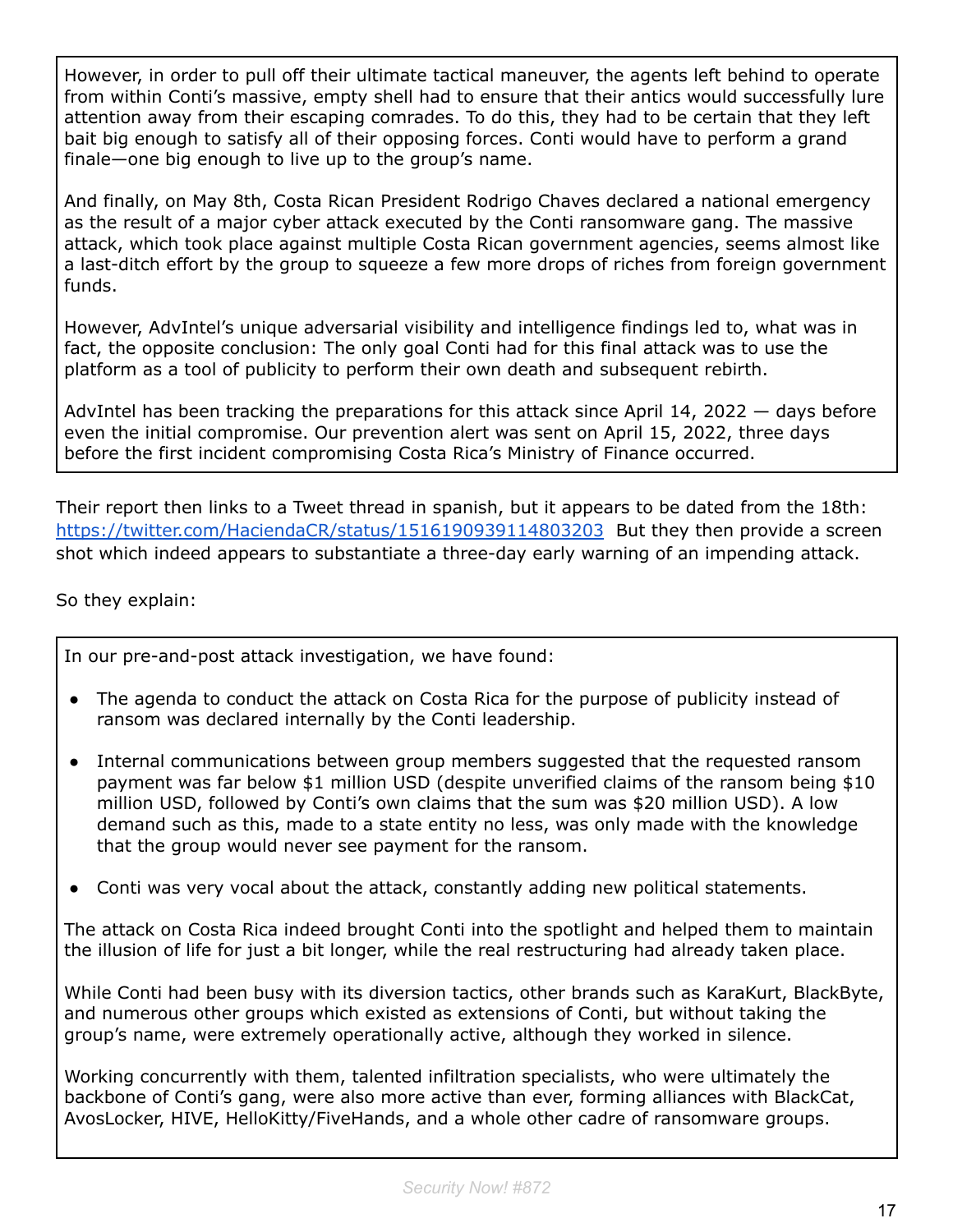> However, in order to pull off their ultimate tactical maneuver, the agents left behind to operate from within Conti's massive, empty shell had to ensure that their antics would successfully lure attention away from their escaping comrades. To do this, they had to be certain that they left bait big enough to satisfy all of their opposing forces. Conti would have to perform a grand finale—one big enough to live up to the group's name.
>
> And finally, on May 8th, Costa Rican President Rodrigo Chaves declared a national emergency as the result of a major cyber attack executed by the Conti ransomware gang. The massive attack, which took place against multiple Costa Rican government agencies, seems almost like a last-ditch effort by the group to squeeze a few more drops of riches from foreign government funds.
>
> However, AdvIntel's unique adversarial visibility and intelligence findings led to, what was in fact, the opposite conclusion: The only goal Conti had for this final attack was to use the platform as a tool of publicity to perform their own death and subsequent rebirth.
>
> AdvIntel has been tracking the preparations for this attack since April 14, 2022 — days before even the initial compromise. Our prevention alert was sent on April 15, 2022, three days before the first incident compromising Costa Rica's Ministry of Finance occurred.

Their report then links to a Tweet thread in spanish, but it appears to be dated from the 18th: https://twitter.com/HaciendaCR/status/1516190939114803203 But they then provide a screen shot which indeed appears to substantiate a three-day early warning of an impending attack.

So they explain:

> In our pre-and-post attack investigation, we have found:
>
> - The agenda to conduct the attack on Costa Rica for the purpose of publicity instead of ransom was declared internally by the Conti leadership.
> - Internal communications between group members suggested that the requested ransom payment was far below $1 million USD (despite unverified claims of the ransom being $10 million USD, followed by Conti's own claims that the sum was $20 million USD). A low demand such as this, made to a state entity no less, was only made with the knowledge that the group would never see payment for the ransom.
> - Conti was very vocal about the attack, constantly adding new political statements.
>
> The attack on Costa Rica indeed brought Conti into the spotlight and helped them to maintain the illusion of life for just a bit longer, while the real restructuring had already taken place.
>
> While Conti had been busy with its diversion tactics, other brands such as KaraKurt, BlackByte, and numerous other groups which existed as extensions of Conti, but without taking the group's name, were extremely operationally active, although they worked in silence.
>
> Working concurrently with them, talented infiltration specialists, who were ultimately the backbone of Conti's gang, were also more active than ever, forming alliances with BlackCat, AvosLocker, HIVE, HelloKitty/FiveHands, and a whole other cadre of ransomware groups.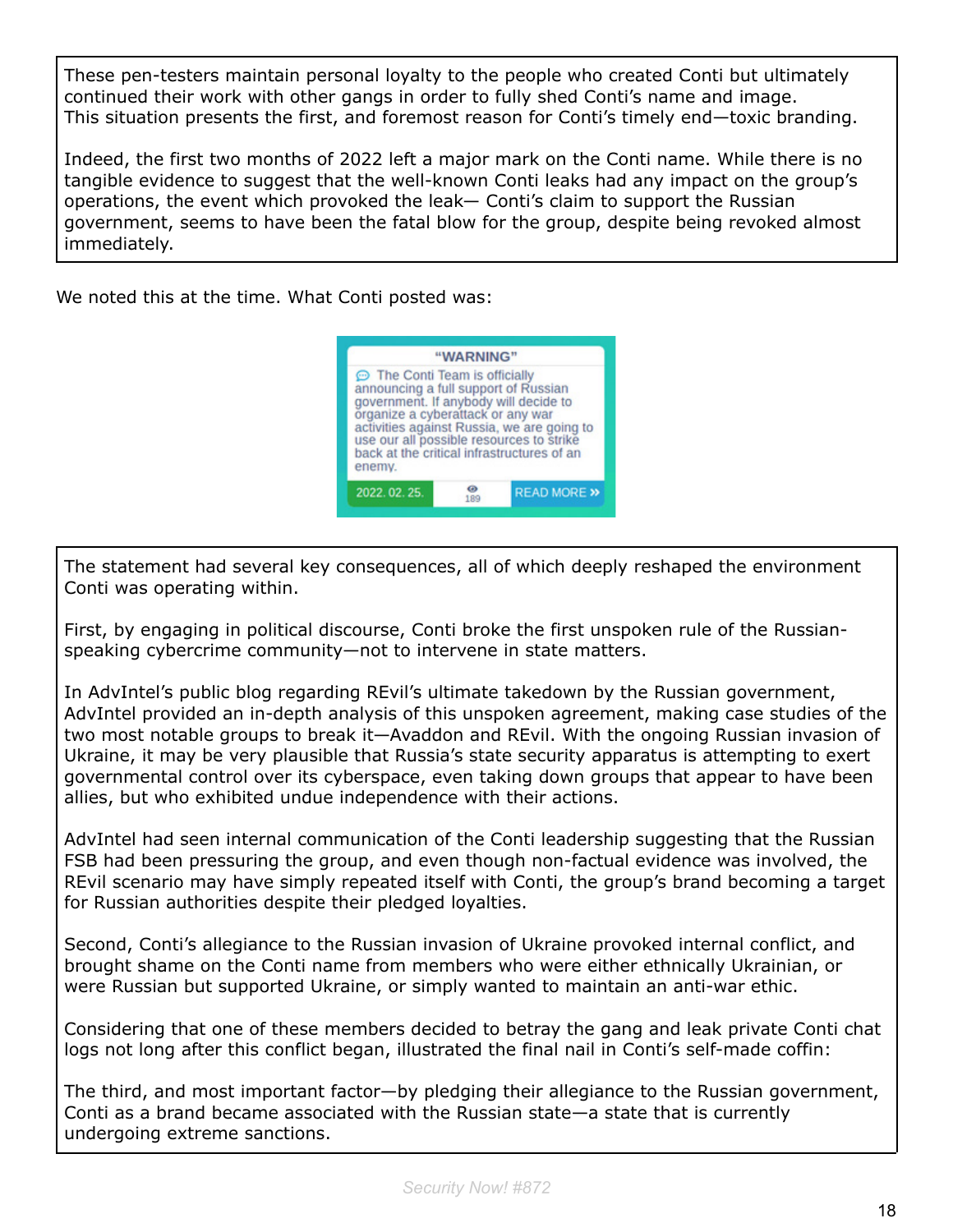> These pen-testers maintain personal loyalty to the people who created Conti but ultimately continued their work with other gangs in order to fully shed Conti's name and image. This situation presents the first, and foremost reason for Conti's timely end—toxic branding.
>
> Indeed, the first two months of 2022 left a major mark on the Conti name. While there is no tangible evidence to suggest that the well-known Conti leaks had any impact on the group's operations, the event which provoked the leak— Conti's claim to support the Russian government, seems to have been the fatal blow for the group, despite being revoked almost immediately.

We noted this at the time. What Conti posted was:

> **"WARNING"**
>
> The Conti Team is officially announcing a full support of Russian government. If anybody will decide to organize a cyberattack or any war activities against Russia, we are going to use our all possible resources to strike back at the critical infrastructures of an enemy.
>
> 2022. 02. 25. 189 READ MORE »

> The statement had several key consequences, all of which deeply reshaped the environment Conti was operating within.
>
> First, by engaging in political discourse, Conti broke the first unspoken rule of the Russian-speaking cybercrime community—not to intervene in state matters.
>
> In AdvIntel's public blog regarding REvil's ultimate takedown by the Russian government, AdvIntel provided an in-depth analysis of this unspoken agreement, making case studies of the two most notable groups to break it—Avaddon and REvil. With the ongoing Russian invasion of Ukraine, it may be very plausible that Russia's state security apparatus is attempting to exert governmental control over its cyberspace, even taking down groups that appear to have been allies, but who exhibited undue independence with their actions.
>
> AdvIntel had seen internal communication of the Conti leadership suggesting that the Russian FSB had been pressuring the group, and even though non-factual evidence was involved, the REvil scenario may have simply repeated itself with Conti, the group's brand becoming a target for Russian authorities despite their pledged loyalties.
>
> Second, Conti's allegiance to the Russian invasion of Ukraine provoked internal conflict, and brought shame on the Conti name from members who were either ethnically Ukrainian, or were Russian but supported Ukraine, or simply wanted to maintain an anti-war ethic.
>
> Considering that one of these members decided to betray the gang and leak private Conti chat logs not long after this conflict began, illustrated the final nail in Conti's self-made coffin:
>
> The third, and most important factor—by pledging their allegiance to the Russian government, Conti as a brand became associated with the Russian state—a state that is currently undergoing extreme sanctions.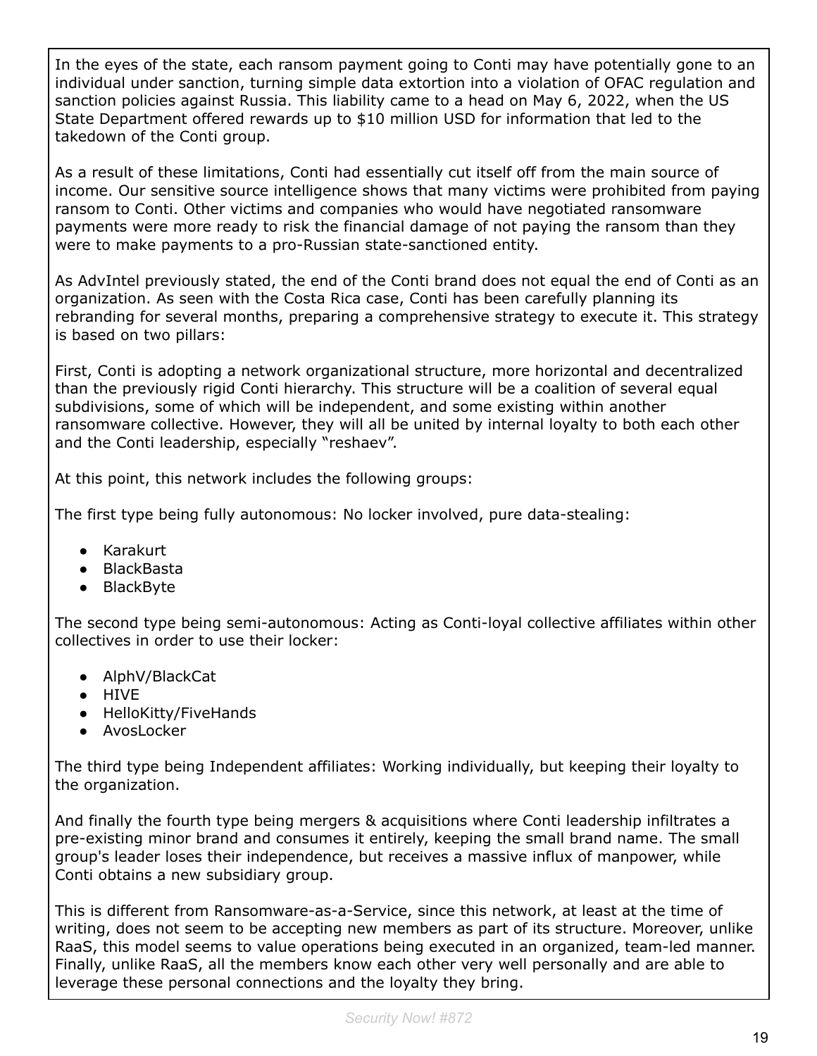In the eyes of the state, each ransom payment going to Conti may have potentially gone to an individual under sanction, turning simple data extortion into a violation of OFAC regulation and sanction policies against Russia. This liability came to a head on May 6, 2022, when the US State Department offered rewards up to $10 million USD for information that led to the takedown of the Conti group.

As a result of these limitations, Conti had essentially cut itself off from the main source of income. Our sensitive source intelligence shows that many victims were prohibited from paying ransom to Conti. Other victims and companies who would have negotiated ransomware payments were more ready to risk the financial damage of not paying the ransom than they were to make payments to a pro-Russian state-sanctioned entity.

As AdvIntel previously stated, the end of the Conti brand does not equal the end of Conti as an organization. As seen with the Costa Rica case, Conti has been carefully planning its rebranding for several months, preparing a comprehensive strategy to execute it. This strategy is based on two pillars:

First, Conti is adopting a network organizational structure, more horizontal and decentralized than the previously rigid Conti hierarchy. This structure will be a coalition of several equal subdivisions, some of which will be independent, and some existing within another ransomware collective. However, they will all be united by internal loyalty to both each other and the Conti leadership, especially "reshaev".

At this point, this network includes the following groups:

The first type being fully autonomous: No locker involved, pure data-stealing:

- Karakurt
- BlackBasta
- BlackByte

The second type being semi-autonomous: Acting as Conti-loyal collective affiliates within other collectives in order to use their locker:

- AlphV/BlackCat
- HIVE
- HelloKitty/FiveHands
- AvosLocker

The third type being Independent affiliates: Working individually, but keeping their loyalty to the organization.

And finally the fourth type being mergers & acquisitions where Conti leadership infiltrates a pre-existing minor brand and consumes it entirely, keeping the small brand name. The small group's leader loses their independence, but receives a massive influx of manpower, while Conti obtains a new subsidiary group.

This is different from Ransomware-as-a-Service, since this network, at least at the time of writing, does not seem to be accepting new members as part of its structure. Moreover, unlike RaaS, this model seems to value operations being executed in an organized, team-led manner. Finally, unlike RaaS, all the members know each other very well personally and are able to leverage these personal connections and the loyalty they bring.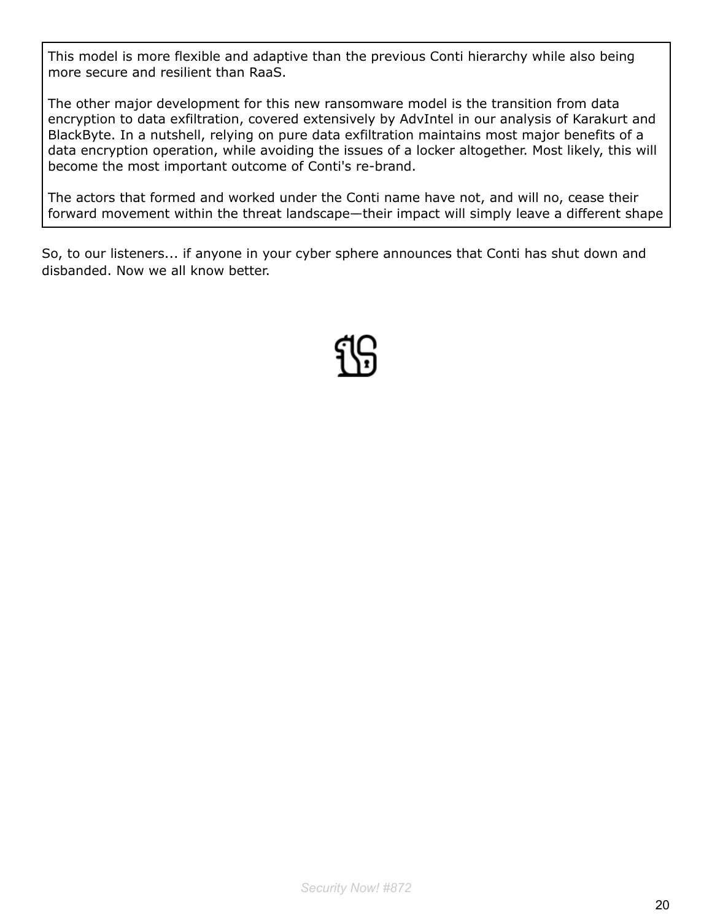> This model is more flexible and adaptive than the previous Conti hierarchy while also being more secure and resilient than RaaS.
>
> The other major development for this new ransomware model is the transition from data encryption to data exfiltration, covered extensively by AdvIntel in our analysis of Karakurt and BlackByte. In a nutshell, relying on pure data exfiltration maintains most major benefits of a data encryption operation, while avoiding the issues of a locker altogether. Most likely, this will become the most important outcome of Conti's re-brand.
>
> The actors that formed and worked under the Conti name have not, and will no, cease their forward movement within the threat landscape—their impact will simply leave a different shape

So, to our listeners... if anyone in your cyber sphere announces that Conti has shut down and disbanded. Now we all know better.